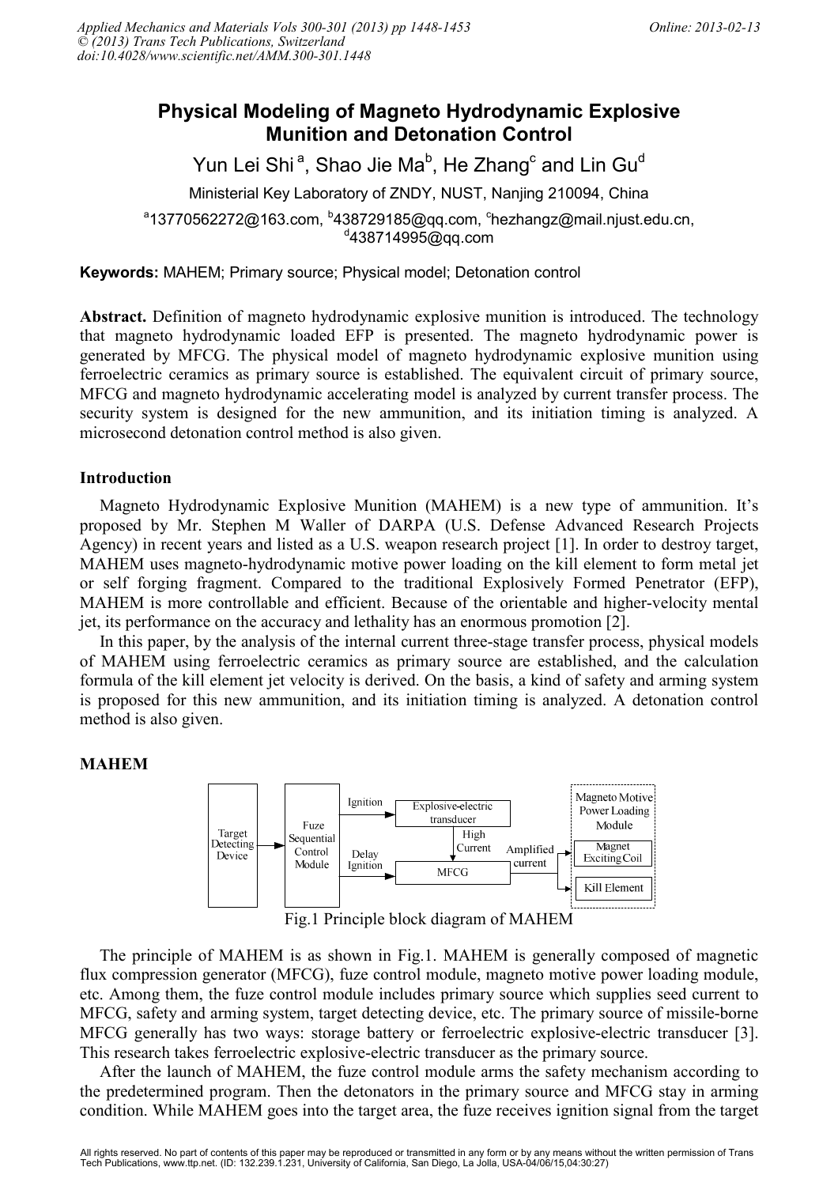# Physical Modeling of Magneto Hydrodynamic Explosive Munition and Detonation Control

Yun Lei Shi [a], Shao Jie Ma[b], He Zhang[c] and Lin Gu[d]

Ministerial Key Laboratory of ZNDY, NUST, Nanjing 210094, China

[a]13770562272@163.com, [b]438729185@qq.com, [c]hezhangz@mail.njust.edu.cn, [d]438714995@qq.com

**Keywords:** MAHEM; Primary source; Physical model; Detonation control

**Abstract.** Definition of magneto hydrodynamic explosive munition is introduced. The technology that magneto hydrodynamic loaded EFP is presented. The magneto hydrodynamic power is generated by MFCG. The physical model of magneto hydrodynamic explosive munition using ferroelectric ceramics as primary source is established. The equivalent circuit of primary source, MFCG and magneto hydrodynamic accelerating model is analyzed by current transfer process. The security system is designed for the new ammunition, and its initiation timing is analyzed. A microsecond detonation control method is also given.

## Introduction

Magneto Hydrodynamic Explosive Munition (MAHEM) is a new type of ammunition. It's proposed by Mr. Stephen M Waller of DARPA (U.S. Defense Advanced Research Projects Agency) in recent years and listed as a U.S. weapon research project [1]. In order to destroy target, MAHEM uses magneto-hydrodynamic motive power loading on the kill element to form metal jet or self forging fragment. Compared to the traditional Explosively Formed Penetrator (EFP), MAHEM is more controllable and efficient. Because of the orientable and higher-velocity mental jet, its performance on the accuracy and lethality has an enormous promotion [2].

In this paper, by the analysis of the internal current three-stage transfer process, physical models of MAHEM using ferroelectric ceramics as primary source are established, and the calculation formula of the kill element jet velocity is derived. On the basis, a kind of safety and arming system is proposed for this new ammunition, and its initiation timing is analyzed. A detonation control method is also given.

## MAHEM

Target Detecting Device → Fuze Sequential Control Module → (Ignition) Explosive-electric transducer → (High Current) MFCG; Fuze Sequential Control Module → (Delay Ignition) MFCG → (Amplified current) Magneto Motive Power Loading Module [Magnet Exciting Coil; Kill Element]

Fig.1 Principle block diagram of MAHEM

The principle of MAHEM is as shown in Fig.1. MAHEM is generally composed of magnetic flux compression generator (MFCG), fuze control module, magneto motive power loading module, etc. Among them, the fuze control module includes primary source which supplies seed current to MFCG, safety and arming system, target detecting device, etc. The primary source of missile-borne MFCG generally has two ways: storage battery or ferroelectric explosive-electric transducer [3]. This research takes ferroelectric explosive-electric transducer as the primary source.

After the launch of MAHEM, the fuze control module arms the safety mechanism according to the predetermined program. Then the detonators in the primary source and MFCG stay in arming condition. While MAHEM goes into the target area, the fuze receives ignition signal from the target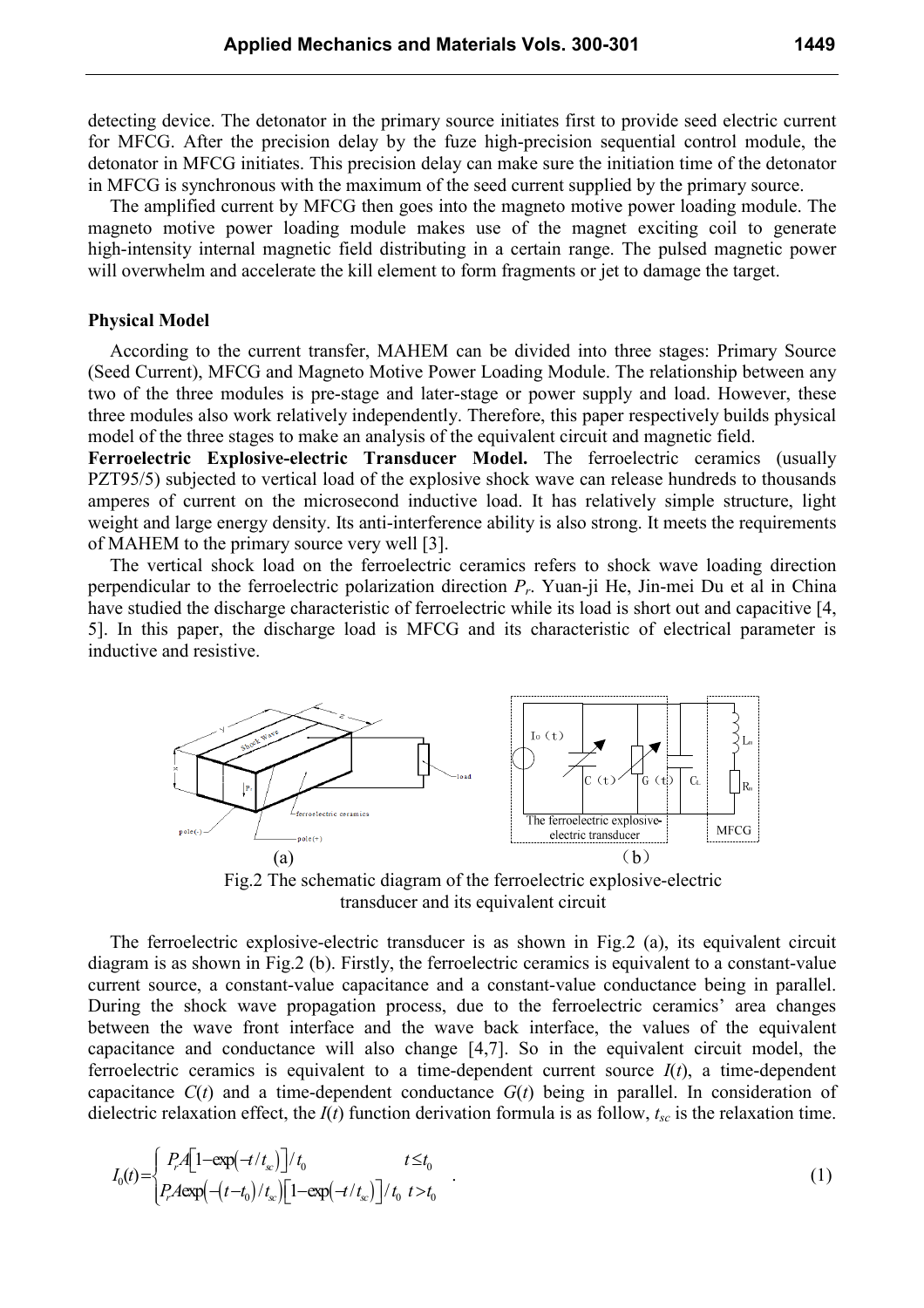detecting device. The detonator in the primary source initiates first to provide seed electric current for MFCG. After the precision delay by the fuze high-precision sequential control module, the detonator in MFCG initiates. This precision delay can make sure the initiation time of the detonator in MFCG is synchronous with the maximum of the seed current supplied by the primary source.

The amplified current by MFCG then goes into the magneto motive power loading module. The magneto motive power loading module makes use of the magnet exciting coil to generate high-intensity internal magnetic field distributing in a certain range. The pulsed magnetic power will overwhelm and accelerate the kill element to form fragments or jet to damage the target.

## Physical Model

According to the current transfer, MAHEM can be divided into three stages: Primary Source (Seed Current), MFCG and Magneto Motive Power Loading Module. The relationship between any two of the three modules is pre-stage and later-stage or power supply and load. However, these three modules also work relatively independently. Therefore, this paper respectively builds physical model of the three stages to make an analysis of the equivalent circuit and magnetic field.

**Ferroelectric Explosive-electric Transducer Model.** The ferroelectric ceramics (usually PZT95/5) subjected to vertical load of the explosive shock wave can release hundreds to thousands amperes of current on the microsecond inductive load. It has relatively simple structure, light weight and large energy density. Its anti-interference ability is also strong. It meets the requirements of MAHEM to the primary source very well [3].

The vertical shock load on the ferroelectric ceramics refers to shock wave loading direction perpendicular to the ferroelectric polarization direction $P_r$. Yuan-ji He, Jin-mei Du et al in China have studied the discharge characteristic of ferroelectric while its load is short out and capacitive [4, 5]. In this paper, the discharge load is MFCG and its characteristic of electrical parameter is inductive and resistive.

Fig.2 The schematic diagram of the ferroelectric explosive-electric transducer and its equivalent circuit

The ferroelectric explosive-electric transducer is as shown in Fig.2 (a), its equivalent circuit diagram is as shown in Fig.2 (b). Firstly, the ferroelectric ceramics is equivalent to a constant-value current source, a constant-value capacitance and a constant-value conductance being in parallel. During the shock wave propagation process, due to the ferroelectric ceramics' area changes between the wave front interface and the wave back interface, the values of the equivalent capacitance and conductance will also change [4,7]. So in the equivalent circuit model, the ferroelectric ceramics is equivalent to a time-dependent current source $I(t)$, a time-dependent capacitance $C(t)$ and a time-dependent conductance $G(t)$ being in parallel. In consideration of dielectric relaxation effect, the $I(t)$ function derivation formula is as follow, $t_{sc}$ is the relaxation time.

$$I_0(t)=\begin{cases} P_rA\left[1-\exp\left(-t/t_{sc}\right)\right]/t_0 & t\leq t_0 \\ P_rA\exp\left(-\left(t-t_0\right)/t_{sc}\right)\left[1-\exp\left(-t/t_{sc}\right)\right]/t_0 & t>t_0 \end{cases} \quad . \tag{1}$$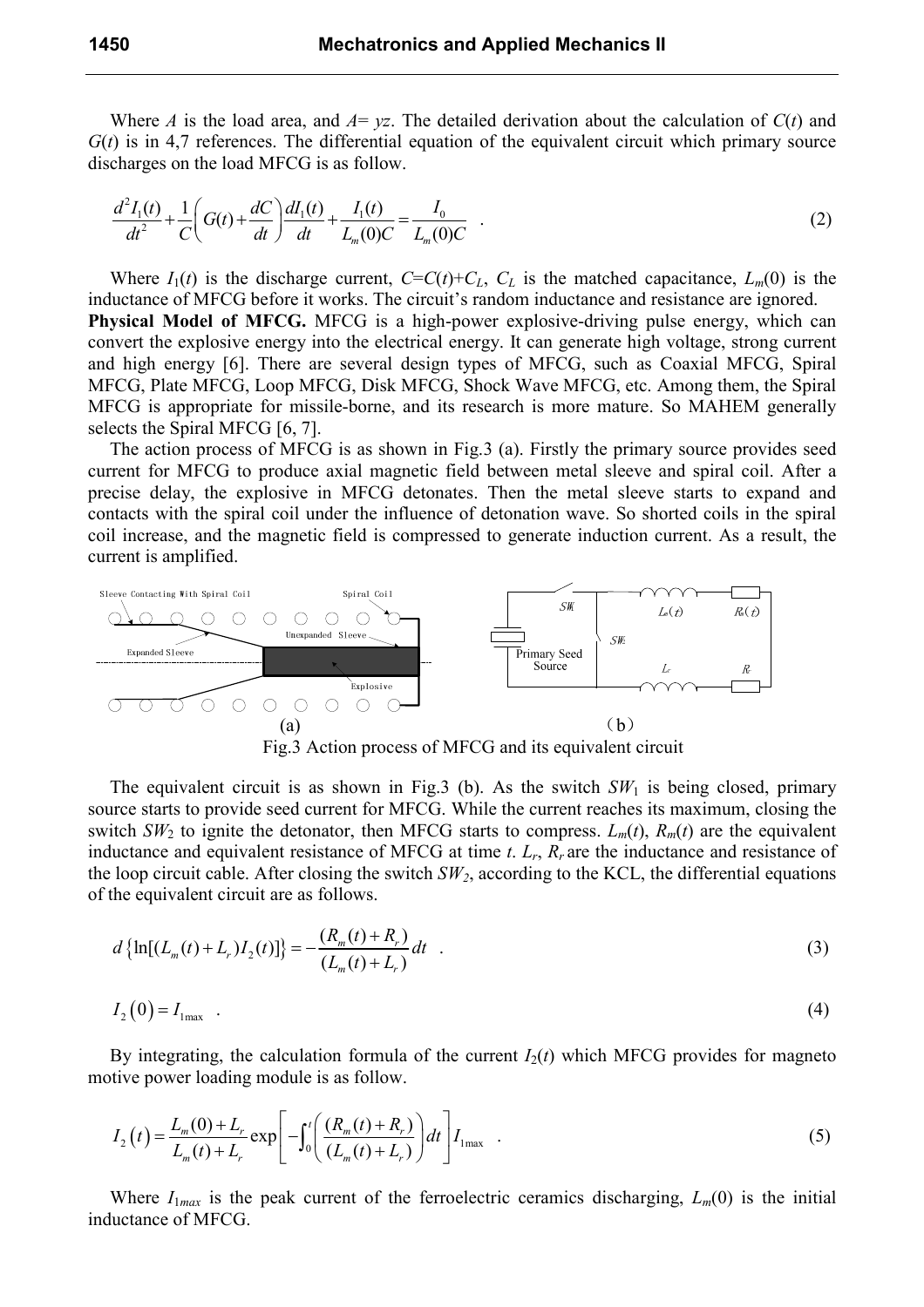Where $A$ is the load area, and $A= yz$. The detailed derivation about the calculation of $C(t)$ and $G(t)$ is in 4,7 references. The differential equation of the equivalent circuit which primary source discharges on the load MFCG is as follow.

$$\frac{d^2 I_1(t)}{dt^2}+\frac{1}{C}\left(G(t)+\frac{dC}{dt}\right)\frac{dI_1(t)}{dt}+\frac{I_1(t)}{L_m(0)C}=\frac{I_0}{L_m(0)C} \quad . \tag{2}$$

Where $I_1(t)$ is the discharge current, $C=C(t)+C_L$, $C_L$ is the matched capacitance, $L_m(0)$ is the inductance of MFCG before it works. The circuit's random inductance and resistance are ignored.

**Physical Model of MFCG.** MFCG is a high-power explosive-driving pulse energy, which can convert the explosive energy into the electrical energy. It can generate high voltage, strong current and high energy [6]. There are several design types of MFCG, such as Coaxial MFCG, Spiral MFCG, Plate MFCG, Loop MFCG, Disk MFCG, Shock Wave MFCG, etc. Among them, the Spiral MFCG is appropriate for missile-borne, and its research is more mature. So MAHEM generally selects the Spiral MFCG [6, 7].

The action process of MFCG is as shown in Fig.3 (a). Firstly the primary source provides seed current for MFCG to produce axial magnetic field between metal sleeve and spiral coil. After a precise delay, the explosive in MFCG detonates. Then the metal sleeve starts to expand and contacts with the spiral coil under the influence of detonation wave. So shorted coils in the spiral coil increase, and the magnetic field is compressed to generate induction current. As a result, the current is amplified.

Fig.3 Action process of MFCG and its equivalent circuit

The equivalent circuit is as shown in Fig.3 (b). As the switch $SW_1$ is being closed, primary source starts to provide seed current for MFCG. While the current reaches its maximum, closing the switch $SW_2$ to ignite the detonator, then MFCG starts to compress. $L_m(t)$, $R_m(t)$ are the equivalent inductance and equivalent resistance of MFCG at time $t$. $L_r$, $R_r$ are the inductance and resistance of the loop circuit cable. After closing the switch $SW_2$, according to the KCL, the differential equations of the equivalent circuit are as follows.

$$d\left\{\ln[(L_m(t)+L_r)I_2(t)]\right\}=-\frac{(R_m(t)+R_r)}{(L_m(t)+L_r)}dt \quad . \tag{3}$$

$$I_2(0)=I_{1\max} \quad . \tag{4}$$

By integrating, the calculation formula of the current $I_2(t)$ which MFCG provides for magneto motive power loading module is as follow.

$$I_2(t)=\frac{L_m(0)+L_r}{L_m(t)+L_r}\exp\left[-\int_0^t\left(\frac{(R_m(t)+R_r)}{(L_m(t)+L_r)}\right)dt\right]I_{1\max} \quad . \tag{5}$$

Where $I_{1max}$ is the peak current of the ferroelectric ceramics discharging, $L_m(0)$ is the initial inductance of MFCG.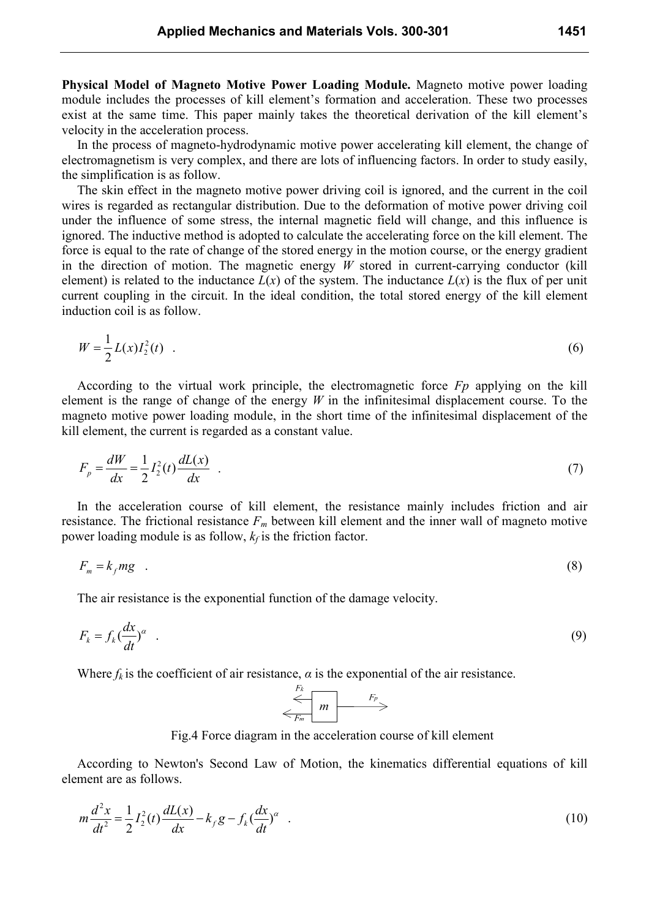**Physical Model of Magneto Motive Power Loading Module.** Magneto motive power loading module includes the processes of kill element's formation and acceleration. These two processes exist at the same time. This paper mainly takes the theoretical derivation of the kill element's velocity in the acceleration process.

In the process of magneto-hydrodynamic motive power accelerating kill element, the change of electromagnetism is very complex, and there are lots of influencing factors. In order to study easily, the simplification is as follow.

The skin effect in the magneto motive power driving coil is ignored, and the current in the coil wires is regarded as rectangular distribution. Due to the deformation of motive power driving coil under the influence of some stress, the internal magnetic field will change, and this influence is ignored. The inductive method is adopted to calculate the accelerating force on the kill element. The force is equal to the rate of change of the stored energy in the motion course, or the energy gradient in the direction of motion. The magnetic energy $W$ stored in current-carrying conductor (kill element) is related to the inductance $L(x)$ of the system. The inductance $L(x)$ is the flux of per unit current coupling in the circuit. In the ideal condition, the total stored energy of the kill element induction coil is as follow.

$$W = \frac{1}{2} L(x) I_2^2(t) \quad . \tag{6}$$

According to the virtual work principle, the electromagnetic force $Fp$ applying on the kill element is the range of change of the energy $W$ in the infinitesimal displacement course. To the magneto motive power loading module, in the short time of the infinitesimal displacement of the kill element, the current is regarded as a constant value.

$$F_p = \frac{dW}{dx} = \frac{1}{2} I_2^2(t) \frac{dL(x)}{dx} \quad . \tag{7}$$

In the acceleration course of kill element, the resistance mainly includes friction and air resistance. The frictional resistance $F_m$ between kill element and the inner wall of magneto motive power loading module is as follow, $k_f$ is the friction factor.

$$F_m = k_f mg \quad . \tag{8}$$

The air resistance is the exponential function of the damage velocity.

$$F_k = f_k \left(\frac{dx}{dt}\right)^{\alpha} \quad . \tag{9}$$

Where $f_k$ is the coefficient of air resistance, $\alpha$ is the exponential of the air resistance.

Fig.4 Force diagram in the acceleration course of kill element

According to Newton's Second Law of Motion, the kinematics differential equations of kill element are as follows.

$$m \frac{d^2 x}{dt^2} = \frac{1}{2} I_2^2(t) \frac{dL(x)}{dx} - k_f g - f_k \left(\frac{dx}{dt}\right)^{\alpha} \quad . \tag{10}$$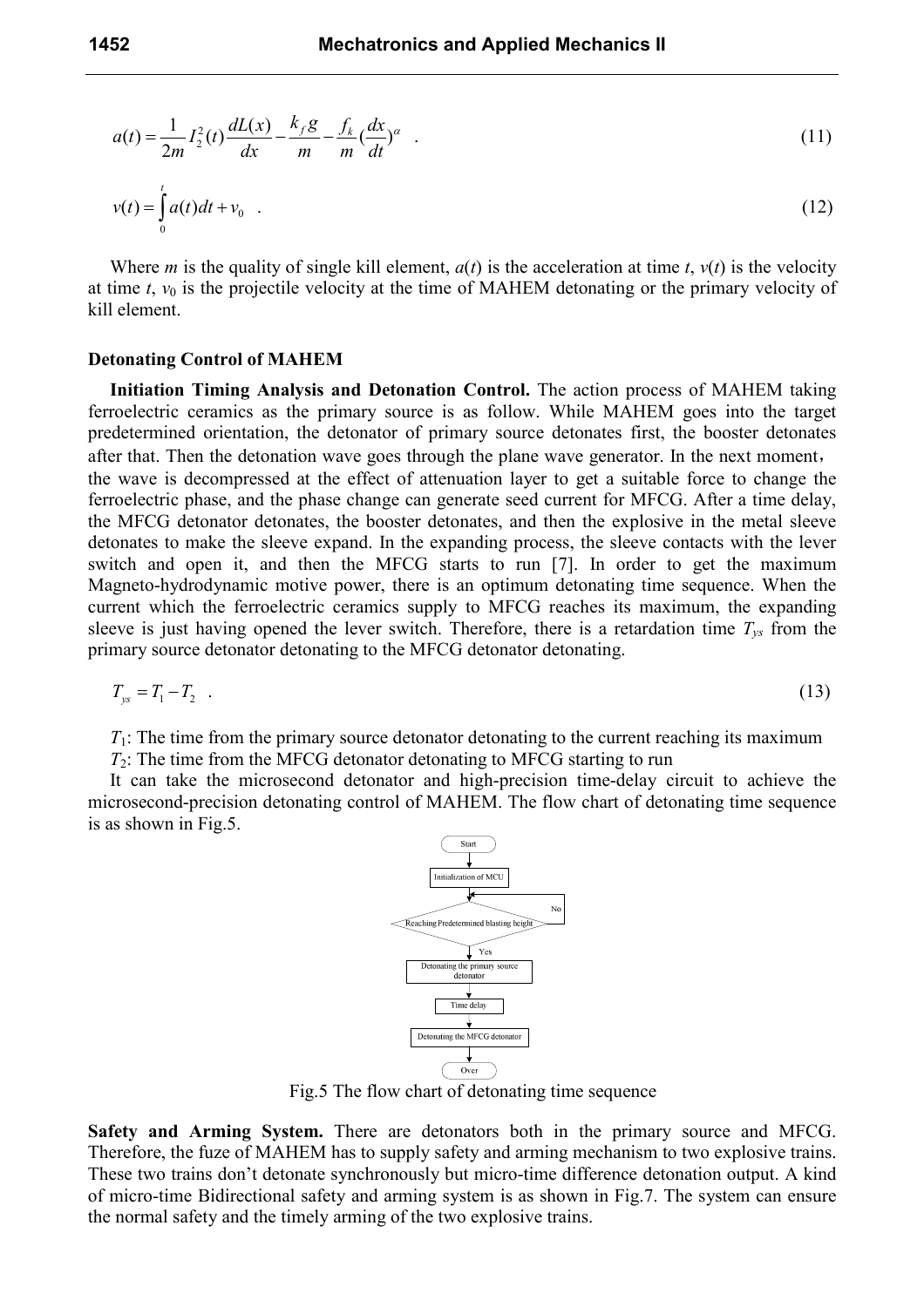$$a(t) = \frac{1}{2m} I_2^2(t) \frac{dL(x)}{dx} - \frac{k_f g}{m} - \frac{f_k}{m} (\frac{dx}{dt})^{\alpha} \quad . \tag{11}$$

$$v(t) = \int_0^t a(t)dt + v_0 \quad . \tag{12}$$

Where $m$ is the quality of single kill element, $a(t)$ is the acceleration at time $t$, $v(t)$ is the velocity at time $t$, $v_0$ is the projectile velocity at the time of MAHEM detonating or the primary velocity of kill element.

## Detonating Control of MAHEM

**Initiation Timing Analysis and Detonation Control.** The action process of MAHEM taking ferroelectric ceramics as the primary source is as follow. While MAHEM goes into the target predetermined orientation, the detonator of primary source detonates first, the booster detonates after that. Then the detonation wave goes through the plane wave generator. In the next moment，the wave is decompressed at the effect of attenuation layer to get a suitable force to change the ferroelectric phase, and the phase change can generate seed current for MFCG. After a time delay, the MFCG detonator detonates, the booster detonates, and then the explosive in the metal sleeve detonates to make the sleeve expand. In the expanding process, the sleeve contacts with the lever switch and open it, and then the MFCG starts to run [7]. In order to get the maximum Magneto-hydrodynamic motive power, there is an optimum detonating time sequence. When the current which the ferroelectric ceramics supply to MFCG reaches its maximum, the expanding sleeve is just having opened the lever switch. Therefore, there is a retardation time $T_{ys}$ from the primary source detonator detonating to the MFCG detonator detonating.

$$T_{ys} = T_1 - T_2 \quad . \tag{13}$$

$T_1$: The time from the primary source detonator detonating to the current reaching its maximum

$T_2$: The time from the MFCG detonator detonating to MFCG starting to run

It can take the microsecond detonator and high-precision time-delay circuit to achieve the microsecond-precision detonating control of MAHEM. The flow chart of detonating time sequence is as shown in Fig.5.

Fig.5 The flow chart of detonating time sequence

**Safety and Arming System.** There are detonators both in the primary source and MFCG. Therefore, the fuze of MAHEM has to supply safety and arming mechanism to two explosive trains. These two trains don't detonate synchronously but micro-time difference detonation output. A kind of micro-time Bidirectional safety and arming system is as shown in Fig.7. The system can ensure the normal safety and the timely arming of the two explosive trains.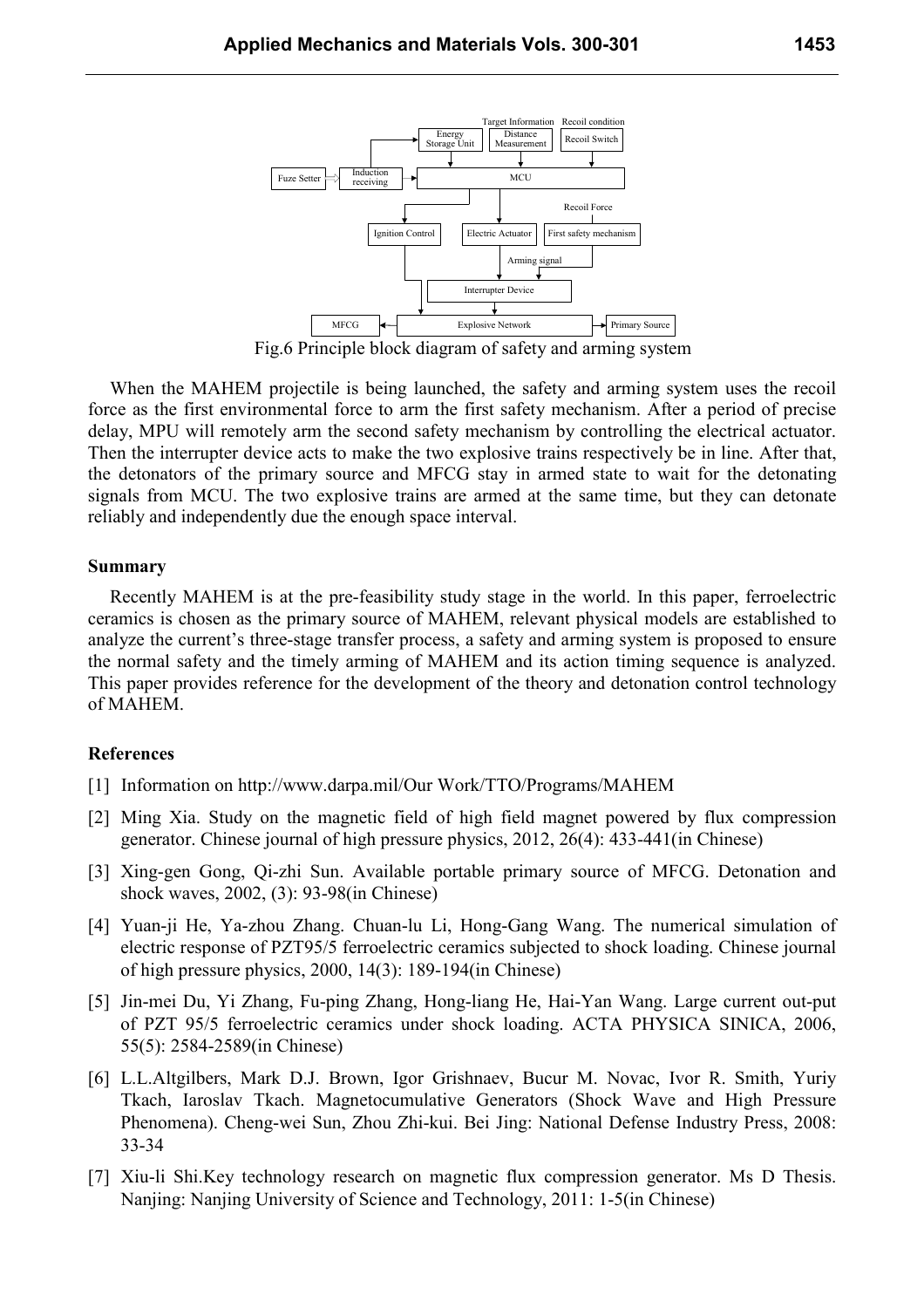Fig.6 Principle block diagram of safety and arming system

When the MAHEM projectile is being launched, the safety and arming system uses the recoil force as the first environmental force to arm the first safety mechanism. After a period of precise delay, MPU will remotely arm the second safety mechanism by controlling the electrical actuator. Then the interrupter device acts to make the two explosive trains respectively be in line. After that, the detonators of the primary source and MFCG stay in armed state to wait for the detonating signals from MCU. The two explosive trains are armed at the same time, but they can detonate reliably and independently due the enough space interval.

## Summary

Recently MAHEM is at the pre-feasibility study stage in the world. In this paper, ferroelectric ceramics is chosen as the primary source of MAHEM, relevant physical models are established to analyze the current's three-stage transfer process, a safety and arming system is proposed to ensure the normal safety and the timely arming of MAHEM and its action timing sequence is analyzed. This paper provides reference for the development of the theory and detonation control technology of MAHEM.

## References

[1] Information on http://www.darpa.mil/Our Work/TTO/Programs/MAHEM

[2] Ming Xia. Study on the magnetic field of high field magnet powered by flux compression generator. Chinese journal of high pressure physics, 2012, 26(4): 433-441(in Chinese)

[3] Xing-gen Gong, Qi-zhi Sun. Available portable primary source of MFCG. Detonation and shock waves, 2002, (3): 93-98(in Chinese)

[4] Yuan-ji He, Ya-zhou Zhang. Chuan-lu Li, Hong-Gang Wang. The numerical simulation of electric response of PZT95/5 ferroelectric ceramics subjected to shock loading. Chinese journal of high pressure physics, 2000, 14(3): 189-194(in Chinese)

[5] Jin-mei Du, Yi Zhang, Fu-ping Zhang, Hong-liang He, Hai-Yan Wang. Large current out-put of PZT 95/5 ferroelectric ceramics under shock loading. ACTA PHYSICA SINICA, 2006, 55(5): 2584-2589(in Chinese)

[6] L.L.Altgilbers, Mark D.J. Brown, Igor Grishnaev, Bucur M. Novac, Ivor R. Smith, Yuriy Tkach, Iaroslav Tkach. Magnetocumulative Generators (Shock Wave and High Pressure Phenomena). Cheng-wei Sun, Zhou Zhi-kui. Bei Jing: National Defense Industry Press, 2008: 33-34

[7] Xiu-li Shi.Key technology research on magnetic flux compression generator. Ms D Thesis. Nanjing: Nanjing University of Science and Technology, 2011: 1-5(in Chinese)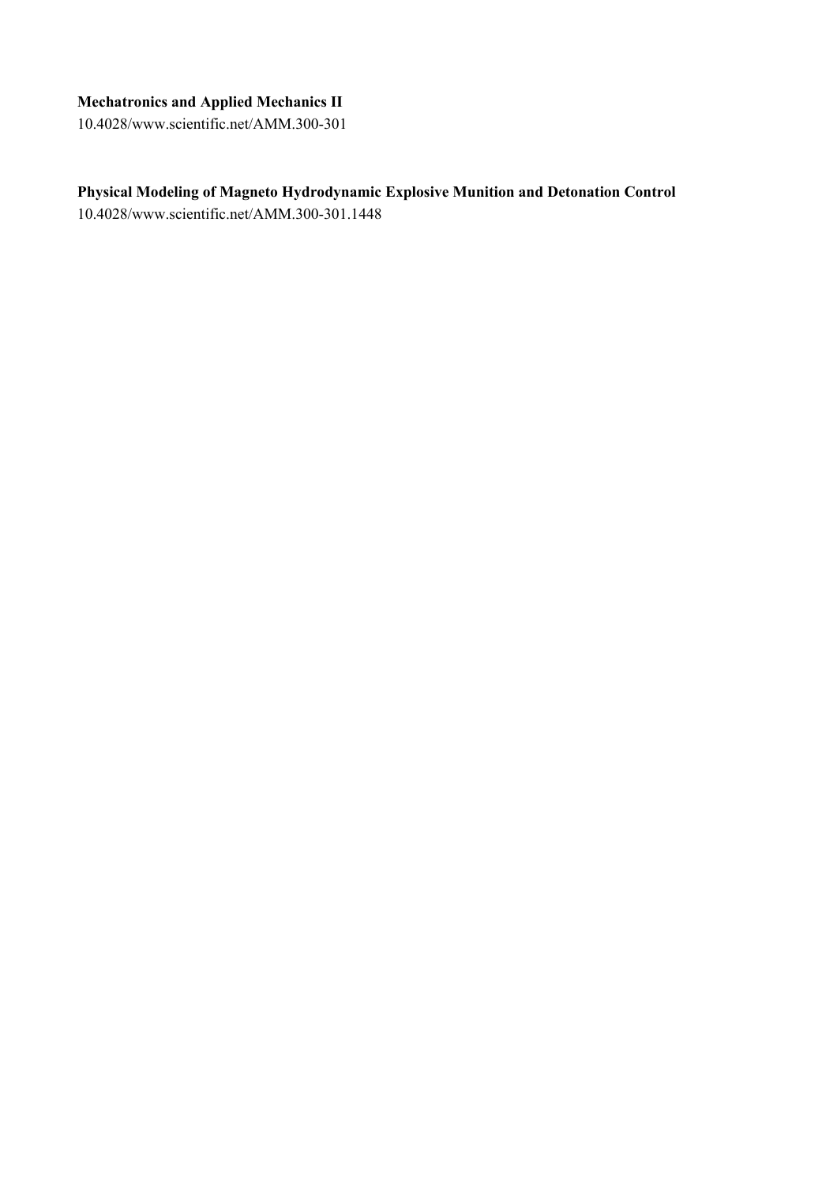**Mechatronics and Applied Mechanics II**
10.4028/www.scientific.net/AMM.300-301

**Physical Modeling of Magneto Hydrodynamic Explosive Munition and Detonation Control**
10.4028/www.scientific.net/AMM.300-301.1448